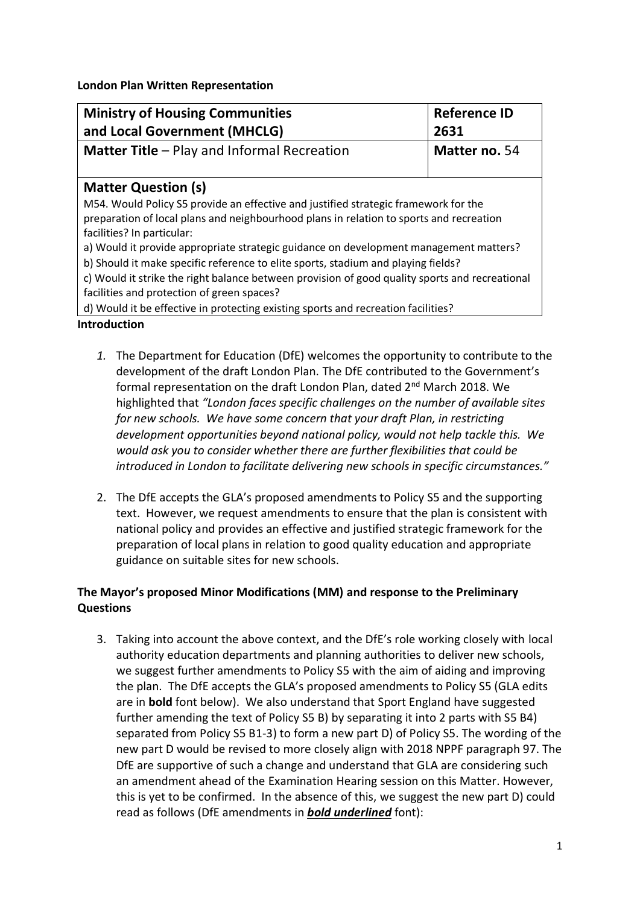**London Plan Written Representation**

| **Ministry of Housing Communities and Local Government (MHCLG)** | **Reference ID 2631** |
| --- | --- |
| **Matter Title** – Play and Informal Recreation | **Matter no.** 54 |

## Matter Question (s)

M54. Would Policy S5 provide an effective and justified strategic framework for the preparation of local plans and neighbourhood plans in relation to sports and recreation facilities? In particular:

a) Would it provide appropriate strategic guidance on development management matters?

b) Should it make specific reference to elite sports, stadium and playing fields?

c) Would it strike the right balance between provision of good quality sports and recreational facilities and protection of green spaces?

d) Would it be effective in protecting existing sports and recreation facilities?

**Introduction**

1. The Department for Education (DfE) welcomes the opportunity to contribute to the development of the draft London Plan. The DfE contributed to the Government's formal representation on the draft London Plan, dated 2nd March 2018. We highlighted that *"London faces specific challenges on the number of available sites for new schools. We have some concern that your draft Plan, in restricting development opportunities beyond national policy, would not help tackle this. We would ask you to consider whether there are further flexibilities that could be introduced in London to facilitate delivering new schools in specific circumstances."*

2. The DfE accepts the GLA's proposed amendments to Policy S5 and the supporting text. However, we request amendments to ensure that the plan is consistent with national policy and provides an effective and justified strategic framework for the preparation of local plans in relation to good quality education and appropriate guidance on suitable sites for new schools.

**The Mayor's proposed Minor Modifications (MM) and response to the Preliminary Questions**

3. Taking into account the above context, and the DfE's role working closely with local authority education departments and planning authorities to deliver new schools, we suggest further amendments to Policy S5 with the aim of aiding and improving the plan. The DfE accepts the GLA's proposed amendments to Policy S5 (GLA edits are in **bold** font below). We also understand that Sport England have suggested further amending the text of Policy S5 B) by separating it into 2 parts with S5 B4) separated from Policy S5 B1-3) to form a new part D) of Policy S5. The wording of the new part D would be revised to more closely align with 2018 NPPF paragraph 97. The DfE are supportive of such a change and understand that GLA are considering such an amendment ahead of the Examination Hearing session on this Matter. However, this is yet to be confirmed. In the absence of this, we suggest the new part D) could read as follows (DfE amendments in ***bold underlined*** font):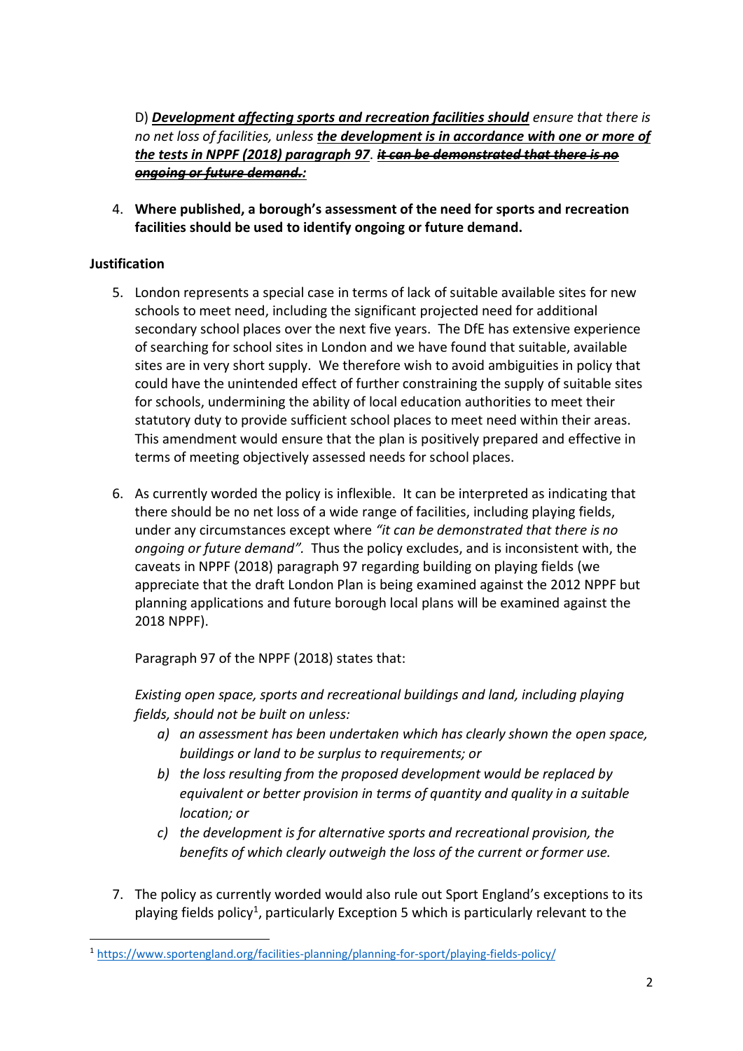D) ***<u>Development affecting sports and recreation facilities should</u>*** *ensure that there is no net loss of facilities, unless* ***<u>the development is in accordance with one or more of the tests in NPPF (2018) paragraph 97</u>****.* ***~~it can be demonstrated that there is no ongoing or future demand.~~****:*

4. **Where published, a borough's assessment of the need for sports and recreation facilities should be used to identify ongoing or future demand.**

**Justification**

5. London represents a special case in terms of lack of suitable available sites for new schools to meet need, including the significant projected need for additional secondary school places over the next five years. The DfE has extensive experience of searching for school sites in London and we have found that suitable, available sites are in very short supply. We therefore wish to avoid ambiguities in policy that could have the unintended effect of further constraining the supply of suitable sites for schools, undermining the ability of local education authorities to meet their statutory duty to provide sufficient school places to meet need within their areas. This amendment would ensure that the plan is positively prepared and effective in terms of meeting objectively assessed needs for school places.

6. As currently worded the policy is inflexible. It can be interpreted as indicating that there should be no net loss of a wide range of facilities, including playing fields, under any circumstances except where *"it can be demonstrated that there is no ongoing or future demand".* Thus the policy excludes, and is inconsistent with, the caveats in NPPF (2018) paragraph 97 regarding building on playing fields (we appreciate that the draft London Plan is being examined against the 2012 NPPF but planning applications and future borough local plans will be examined against the 2018 NPPF).

   Paragraph 97 of the NPPF (2018) states that:

   *Existing open space, sports and recreational buildings and land, including playing fields, should not be built on unless:*

   *a) an assessment has been undertaken which has clearly shown the open space, buildings or land to be surplus to requirements; or*
   *b) the loss resulting from the proposed development would be replaced by equivalent or better provision in terms of quantity and quality in a suitable location; or*
   *c) the development is for alternative sports and recreational provision, the benefits of which clearly outweigh the loss of the current or former use.*

7. The policy as currently worded would also rule out Sport England's exceptions to its playing fields policy[1], particularly Exception 5 which is particularly relevant to the

[1] https://www.sportengland.org/facilities-planning/planning-for-sport/playing-fields-policy/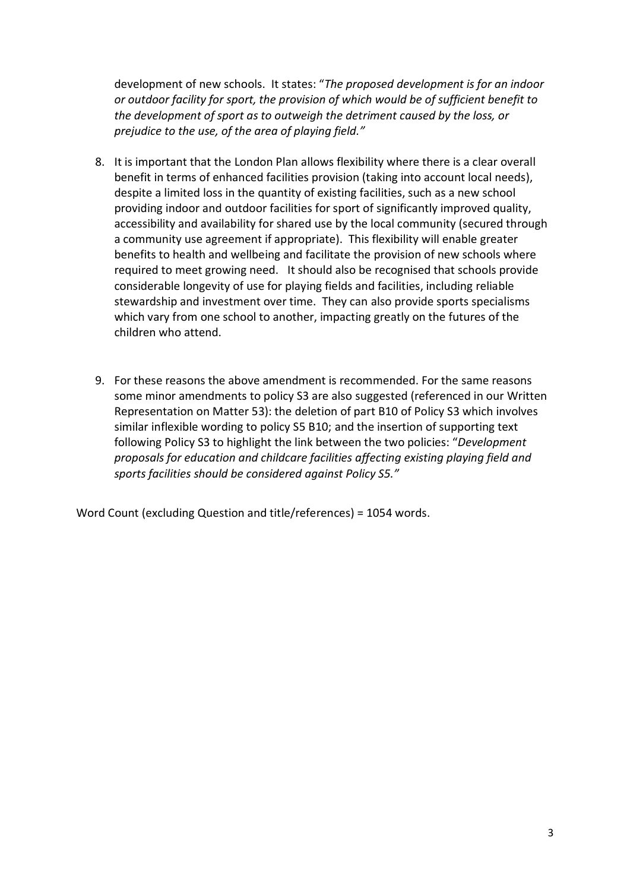development of new schools. It states: "*The proposed development is for an indoor or outdoor facility for sport, the provision of which would be of sufficient benefit to the development of sport as to outweigh the detriment caused by the loss, or prejudice to the use, of the area of playing field."*

8. It is important that the London Plan allows flexibility where there is a clear overall benefit in terms of enhanced facilities provision (taking into account local needs), despite a limited loss in the quantity of existing facilities, such as a new school providing indoor and outdoor facilities for sport of significantly improved quality, accessibility and availability for shared use by the local community (secured through a community use agreement if appropriate). This flexibility will enable greater benefits to health and wellbeing and facilitate the provision of new schools where required to meet growing need. It should also be recognised that schools provide considerable longevity of use for playing fields and facilities, including reliable stewardship and investment over time. They can also provide sports specialisms which vary from one school to another, impacting greatly on the futures of the children who attend.

9. For these reasons the above amendment is recommended. For the same reasons some minor amendments to policy S3 are also suggested (referenced in our Written Representation on Matter 53): the deletion of part B10 of Policy S3 which involves similar inflexible wording to policy S5 B10; and the insertion of supporting text following Policy S3 to highlight the link between the two policies: "*Development proposals for education and childcare facilities affecting existing playing field and sports facilities should be considered against Policy S5."*

Word Count (excluding Question and title/references) = 1054 words.